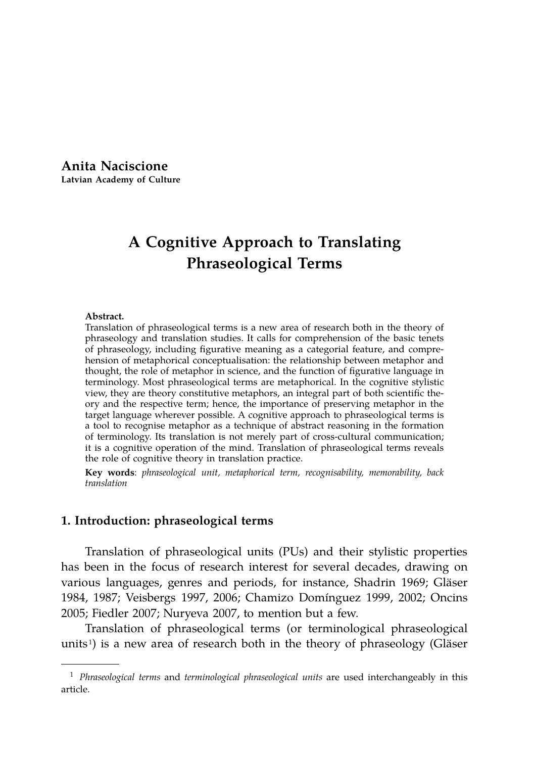**Anita Naciscione**
**Latvian Academy of Culture**

# A Cognitive Approach to Translating Phraseological Terms

**Abstract.**
Translation of phraseological terms is a new area of research both in the theory of phraseology and translation studies. It calls for comprehension of the basic tenets of phraseology, including figurative meaning as a categorial feature, and comprehension of metaphorical conceptualisation: the relationship between metaphor and thought, the role of metaphor in science, and the function of figurative language in terminology. Most phraseological terms are metaphorical. In the cognitive stylistic view, they are theory constitutive metaphors, an integral part of both scientific theory and the respective term; hence, the importance of preserving metaphor in the target language wherever possible. A cognitive approach to phraseological terms is a tool to recognise metaphor as a technique of abstract reasoning in the formation of terminology. Its translation is not merely part of cross-cultural communication; it is a cognitive operation of the mind. Translation of phraseological terms reveals the role of cognitive theory in translation practice.

**Key words**: *phraseological unit, metaphorical term, recognisability, memorability, back translation*

## 1. Introduction: phraseological terms

Translation of phraseological units (PUs) and their stylistic properties has been in the focus of research interest for several decades, drawing on various languages, genres and periods, for instance, Shadrin 1969; Gläser 1984, 1987; Veisbergs 1997, 2006; Chamizo Domínguez 1999, 2002; Oncins 2005; Fiedler 2007; Nuryeva 2007, to mention but a few.

Translation of phraseological terms (or terminological phraseological units[1]) is a new area of research both in the theory of phraseology (Gläser

[1] *Phraseological terms* and *terminological phraseological units* are used interchangeably in this article.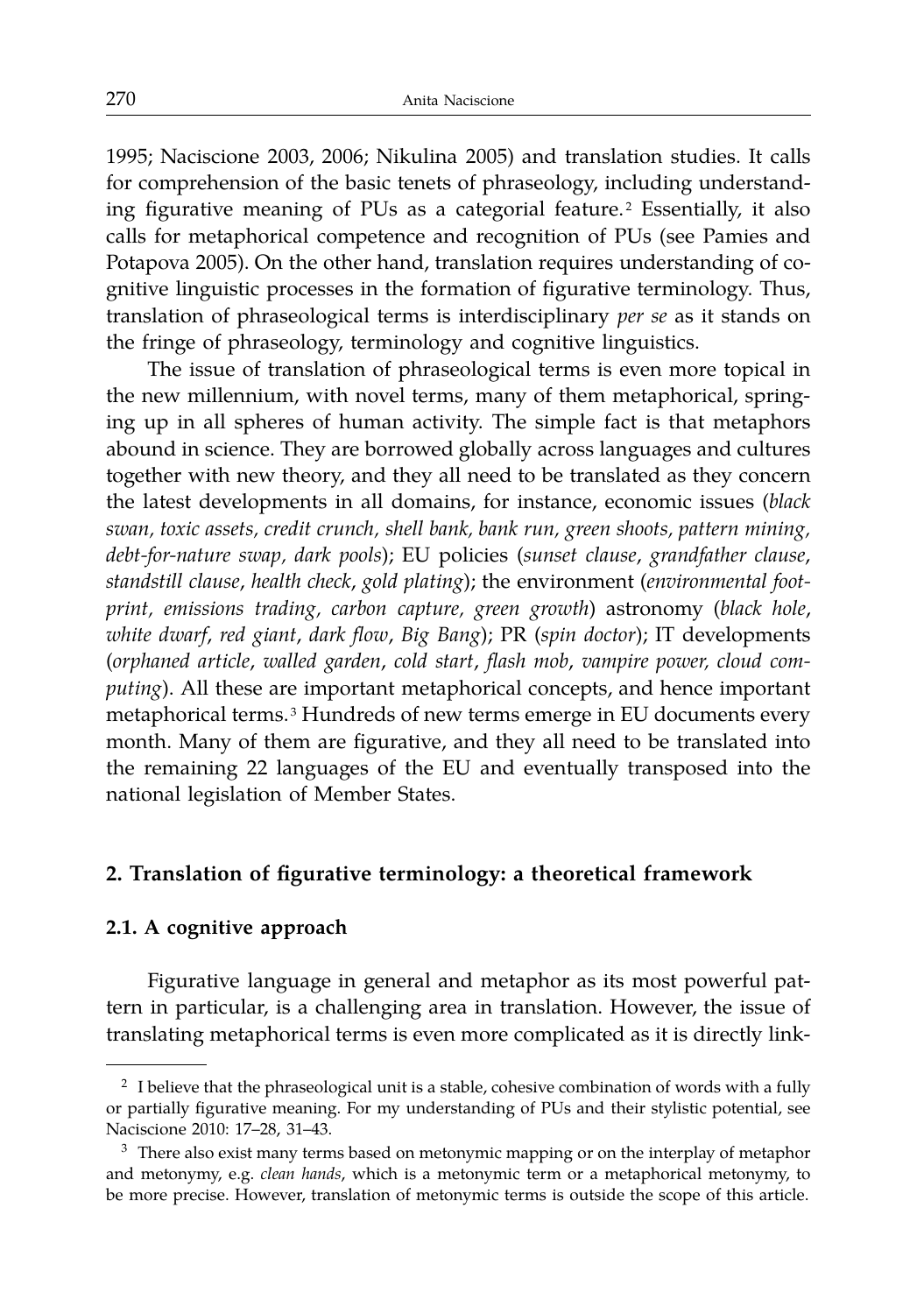1995; Naciscione 2003, 2006; Nikulina 2005) and translation studies. It calls for comprehension of the basic tenets of phraseology, including understanding figurative meaning of PUs as a categorial feature.[2] Essentially, it also calls for metaphorical competence and recognition of PUs (see Pamies and Potapova 2005). On the other hand, translation requires understanding of cognitive linguistic processes in the formation of figurative terminology. Thus, translation of phraseological terms is interdisciplinary *per se* as it stands on the fringe of phraseology, terminology and cognitive linguistics.

The issue of translation of phraseological terms is even more topical in the new millennium, with novel terms, many of them metaphorical, springing up in all spheres of human activity. The simple fact is that metaphors abound in science. They are borrowed globally across languages and cultures together with new theory, and they all need to be translated as they concern the latest developments in all domains, for instance, economic issues (*black swan, toxic assets, credit crunch, shell bank, bank run, green shoots, pattern mining, debt-for-nature swap, dark pools*); EU policies (*sunset clause*, *grandfather clause*, *standstill clause*, *health check*, *gold plating*); the environment (*environmental footprint, emissions trading, carbon capture, green growth*) astronomy (*black hole*, *white dwarf*, *red giant*, *dark flow*, *Big Bang*); PR (*spin doctor*); IT developments (*orphaned article*, *walled garden*, *cold start*, *flash mob*, *vampire power, cloud computing*). All these are important metaphorical concepts, and hence important metaphorical terms.[3] Hundreds of new terms emerge in EU documents every month. Many of them are figurative, and they all need to be translated into the remaining 22 languages of the EU and eventually transposed into the national legislation of Member States.

## 2. Translation of figurative terminology: a theoretical framework

### 2.1. A cognitive approach

Figurative language in general and metaphor as its most powerful pattern in particular, is a challenging area in translation. However, the issue of translating metaphorical terms is even more complicated as it is directly link-

[2] I believe that the phraseological unit is a stable, cohesive combination of words with a fully or partially figurative meaning. For my understanding of PUs and their stylistic potential, see Naciscione 2010: 17–28, 31–43.

[3] There also exist many terms based on metonymic mapping or on the interplay of metaphor and metonymy, e.g. *clean hands*, which is a metonymic term or a metaphorical metonymy, to be more precise. However, translation of metonymic terms is outside the scope of this article.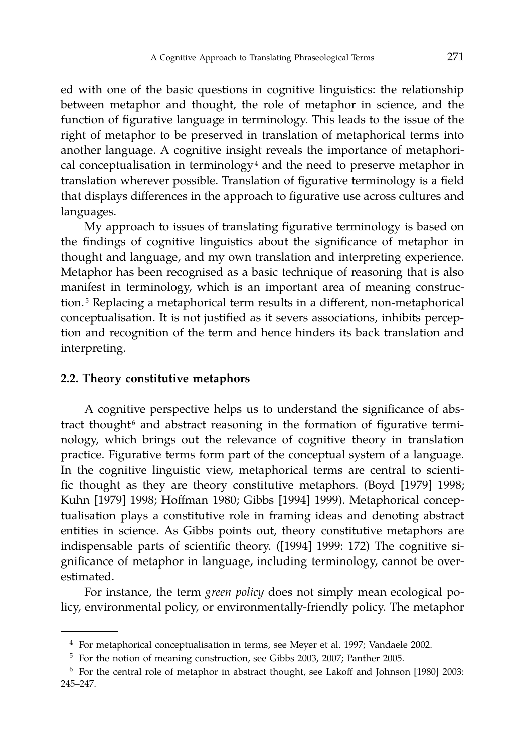ed with one of the basic questions in cognitive linguistics: the relationship between metaphor and thought, the role of metaphor in science, and the function of figurative language in terminology. This leads to the issue of the right of metaphor to be preserved in translation of metaphorical terms into another language. A cognitive insight reveals the importance of metaphorical conceptualisation in terminology[4] and the need to preserve metaphor in translation wherever possible. Translation of figurative terminology is a field that displays differences in the approach to figurative use across cultures and languages.

My approach to issues of translating figurative terminology is based on the findings of cognitive linguistics about the significance of metaphor in thought and language, and my own translation and interpreting experience. Metaphor has been recognised as a basic technique of reasoning that is also manifest in terminology, which is an important area of meaning construction.[5] Replacing a metaphorical term results in a different, non-metaphorical conceptualisation. It is not justified as it severs associations, inhibits perception and recognition of the term and hence hinders its back translation and interpreting.

### 2.2. Theory constitutive metaphors

A cognitive perspective helps us to understand the significance of abstract thought[6] and abstract reasoning in the formation of figurative terminology, which brings out the relevance of cognitive theory in translation practice. Figurative terms form part of the conceptual system of a language. In the cognitive linguistic view, metaphorical terms are central to scientific thought as they are theory constitutive metaphors. (Boyd [1979] 1998; Kuhn [1979] 1998; Hoffman 1980; Gibbs [1994] 1999). Metaphorical conceptualisation plays a constitutive role in framing ideas and denoting abstract entities in science. As Gibbs points out, theory constitutive metaphors are indispensable parts of scientific theory. ([1994] 1999: 172) The cognitive significance of metaphor in language, including terminology, cannot be overestimated.

For instance, the term *green policy* does not simply mean ecological policy, environmental policy, or environmentally-friendly policy. The metaphor

---

[4] For metaphorical conceptualisation in terms, see Meyer et al. 1997; Vandaele 2002.

[5] For the notion of meaning construction, see Gibbs 2003, 2007; Panther 2005.

[6] For the central role of metaphor in abstract thought, see Lakoff and Johnson [1980] 2003: 245–247.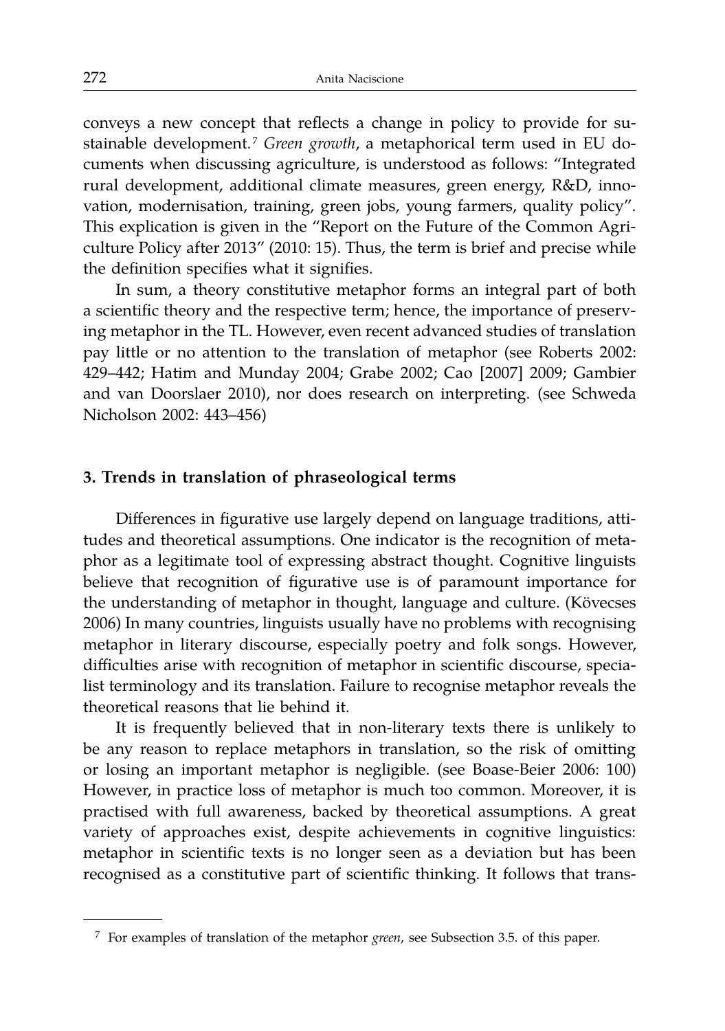conveys a new concept that reflects a change in policy to provide for sustainable development.[7] *Green growth*, a metaphorical term used in EU documents when discussing agriculture, is understood as follows: "Integrated rural development, additional climate measures, green energy, R&D, innovation, modernisation, training, green jobs, young farmers, quality policy". This explication is given in the "Report on the Future of the Common Agriculture Policy after 2013" (2010: 15). Thus, the term is brief and precise while the definition specifies what it signifies.

In sum, a theory constitutive metaphor forms an integral part of both a scientific theory and the respective term; hence, the importance of preserving metaphor in the TL. However, even recent advanced studies of translation pay little or no attention to the translation of metaphor (see Roberts 2002: 429–442; Hatim and Munday 2004; Grabe 2002; Cao [2007] 2009; Gambier and van Doorslaer 2010), nor does research on interpreting. (see Schweda Nicholson 2002: 443–456)

### 3. Trends in translation of phraseological terms

Differences in figurative use largely depend on language traditions, attitudes and theoretical assumptions. One indicator is the recognition of metaphor as a legitimate tool of expressing abstract thought. Cognitive linguists believe that recognition of figurative use is of paramount importance for the understanding of metaphor in thought, language and culture. (Kövecses 2006) In many countries, linguists usually have no problems with recognising metaphor in literary discourse, especially poetry and folk songs. However, difficulties arise with recognition of metaphor in scientific discourse, specialist terminology and its translation. Failure to recognise metaphor reveals the theoretical reasons that lie behind it.

It is frequently believed that in non-literary texts there is unlikely to be any reason to replace metaphors in translation, so the risk of omitting or losing an important metaphor is negligible. (see Boase-Beier 2006: 100) However, in practice loss of metaphor is much too common. Moreover, it is practised with full awareness, backed by theoretical assumptions. A great variety of approaches exist, despite achievements in cognitive linguistics: metaphor in scientific texts is no longer seen as a deviation but has been recognised as a constitutive part of scientific thinking. It follows that trans-

---

[7] For examples of translation of the metaphor *green*, see Subsection 3.5. of this paper.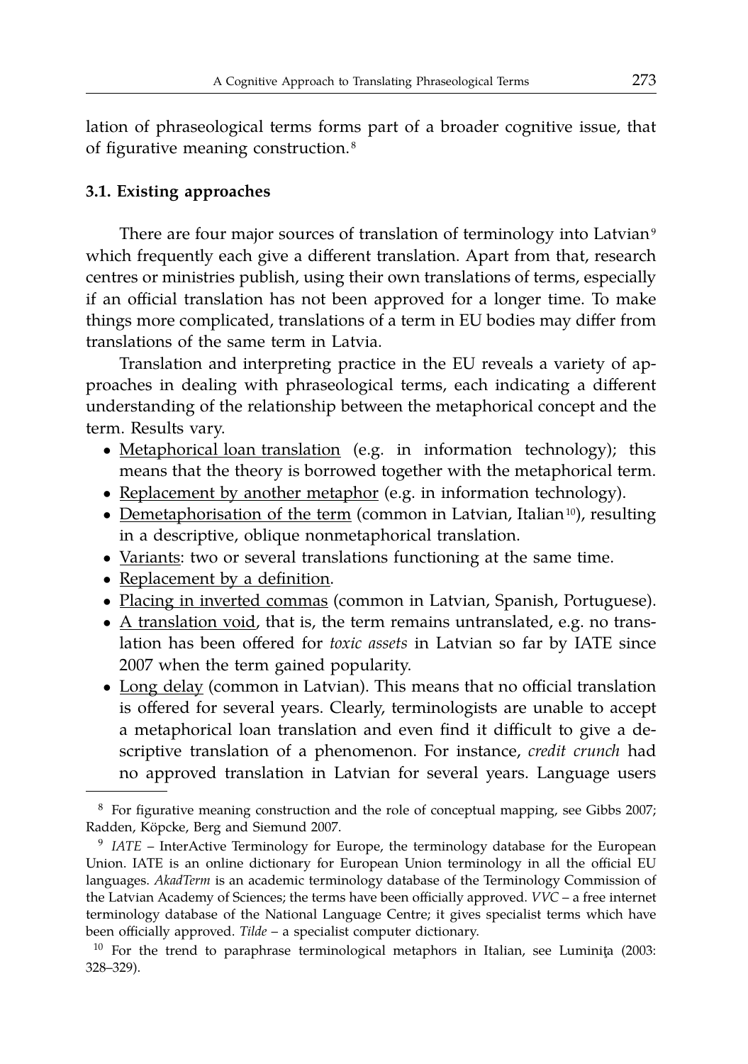lation of phraseological terms forms part of a broader cognitive issue, that of figurative meaning construction.[8]

### 3.1. Existing approaches

There are four major sources of translation of terminology into Latvian[9] which frequently each give a different translation. Apart from that, research centres or ministries publish, using their own translations of terms, especially if an official translation has not been approved for a longer time. To make things more complicated, translations of a term in EU bodies may differ from translations of the same term in Latvia.

Translation and interpreting practice in the EU reveals a variety of approaches in dealing with phraseological terms, each indicating a different understanding of the relationship between the metaphorical concept and the term. Results vary.

- Metaphorical loan translation (e.g. in information technology); this means that the theory is borrowed together with the metaphorical term.
- Replacement by another metaphor (e.g. in information technology).
- Demetaphorisation of the term (common in Latvian, Italian[10]), resulting in a descriptive, oblique nonmetaphorical translation.
- Variants: two or several translations functioning at the same time.
- Replacement by a definition.
- Placing in inverted commas (common in Latvian, Spanish, Portuguese).
- A translation void, that is, the term remains untranslated, e.g. no translation has been offered for *toxic assets* in Latvian so far by IATE since 2007 when the term gained popularity.
- Long delay (common in Latvian). This means that no official translation is offered for several years. Clearly, terminologists are unable to accept a metaphorical loan translation and even find it difficult to give a descriptive translation of a phenomenon. For instance, *credit crunch* had no approved translation in Latvian for several years. Language users

---

[8] For figurative meaning construction and the role of conceptual mapping, see Gibbs 2007; Radden, Köpcke, Berg and Siemund 2007.

[9] *IATE* – InterActive Terminology for Europe, the terminology database for the European Union. IATE is an online dictionary for European Union terminology in all the official EU languages. *AkadTerm* is an academic terminology database of the Terminology Commission of the Latvian Academy of Sciences; the terms have been officially approved. *VVC* – a free internet terminology database of the National Language Centre; it gives specialist terms which have been officially approved. *Tilde* – a specialist computer dictionary.

[10] For the trend to paraphrase terminological metaphors in Italian, see Luminiţa (2003: 328–329).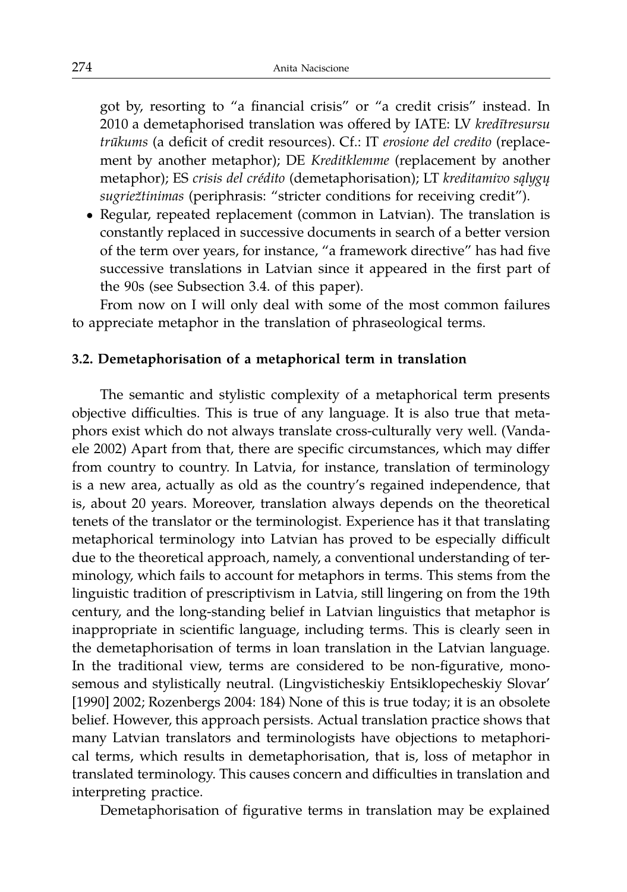got by, resorting to "a financial crisis" or "a credit crisis" instead. In 2010 a demetaphorised translation was offered by IATE: LV *kredītresursu trūkums* (a deficit of credit resources). Cf.: IT *erosione del credito* (replacement by another metaphor); DE *Kreditklemme* (replacement by another metaphor); ES *crisis del crédito* (demetaphorisation); LT *kreditamivo sąlygų sugriežtinimas* (periphrasis: "stricter conditions for receiving credit").

- Regular, repeated replacement (common in Latvian). The translation is constantly replaced in successive documents in search of a better version of the term over years, for instance, "a framework directive" has had five successive translations in Latvian since it appeared in the first part of the 90s (see Subsection 3.4. of this paper).

From now on I will only deal with some of the most common failures to appreciate metaphor in the translation of phraseological terms.

### 3.2. Demetaphorisation of a metaphorical term in translation

The semantic and stylistic complexity of a metaphorical term presents objective difficulties. This is true of any language. It is also true that metaphors exist which do not always translate cross-culturally very well. (Vandaele 2002) Apart from that, there are specific circumstances, which may differ from country to country. In Latvia, for instance, translation of terminology is a new area, actually as old as the country's regained independence, that is, about 20 years. Moreover, translation always depends on the theoretical tenets of the translator or the terminologist. Experience has it that translating metaphorical terminology into Latvian has proved to be especially difficult due to the theoretical approach, namely, a conventional understanding of terminology, which fails to account for metaphors in terms. This stems from the linguistic tradition of prescriptivism in Latvia, still lingering on from the 19th century, and the long-standing belief in Latvian linguistics that metaphor is inappropriate in scientific language, including terms. This is clearly seen in the demetaphorisation of terms in loan translation in the Latvian language. In the traditional view, terms are considered to be non-figurative, monosemous and stylistically neutral. (Lingvisticheskiy Entsiklopecheskiy Slovar' [1990] 2002; Rozenbergs 2004: 184) None of this is true today; it is an obsolete belief. However, this approach persists. Actual translation practice shows that many Latvian translators and terminologists have objections to metaphorical terms, which results in demetaphorisation, that is, loss of metaphor in translated terminology. This causes concern and difficulties in translation and interpreting practice.

Demetaphorisation of figurative terms in translation may be explained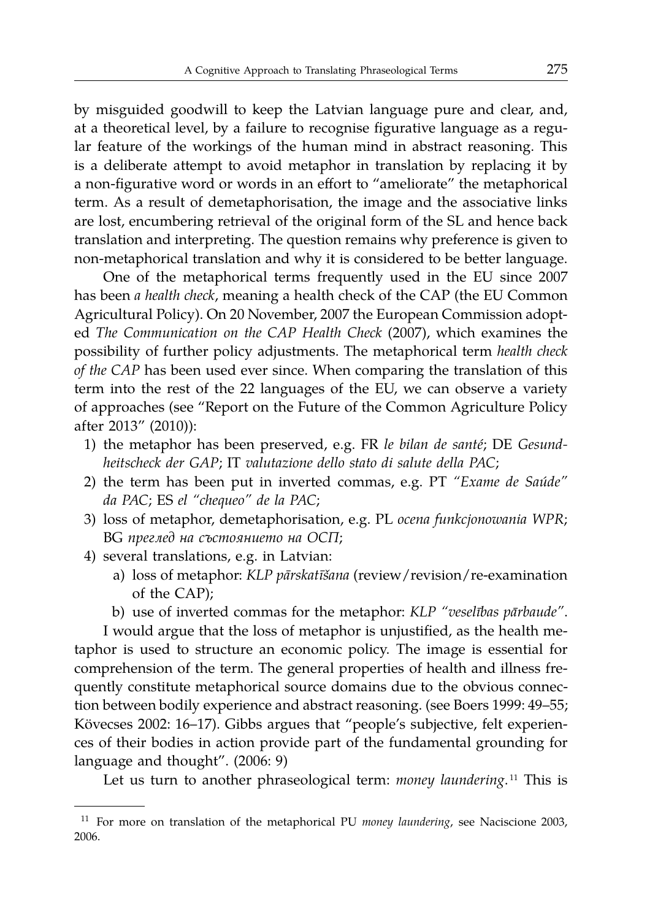by misguided goodwill to keep the Latvian language pure and clear, and, at a theoretical level, by a failure to recognise figurative language as a regular feature of the workings of the human mind in abstract reasoning. This is a deliberate attempt to avoid metaphor in translation by replacing it by a non-figurative word or words in an effort to "ameliorate" the metaphorical term. As a result of demetaphorisation, the image and the associative links are lost, encumbering retrieval of the original form of the SL and hence back translation and interpreting. The question remains why preference is given to non-metaphorical translation and why it is considered to be better language.

One of the metaphorical terms frequently used in the EU since 2007 has been *a health check*, meaning a health check of the CAP (the EU Common Agricultural Policy). On 20 November, 2007 the European Commission adopted *The Communication on the CAP Health Check* (2007), which examines the possibility of further policy adjustments. The metaphorical term *health check of the CAP* has been used ever since. When comparing the translation of this term into the rest of the 22 languages of the EU, we can observe a variety of approaches (see "Report on the Future of the Common Agriculture Policy after 2013" (2010)):

1) the metaphor has been preserved, e.g. FR *le bilan de santé*; DE *Gesundheitscheck der GAP*; IT *valutazione dello stato di salute della PAC*;
2) the term has been put in inverted commas, e.g. PT *"Exame de Saúde" da PAC*; ES *el "chequeo" de la PAC*;
3) loss of metaphor, demetaphorisation, e.g. PL *ocena funkcjonowania WPR*; BG *преглед на състоянието на ОСП*;
4) several translations, e.g. in Latvian:
   a) loss of metaphor: *KLP pārskatīšana* (review/revision/re-examination of the CAP);
   b) use of inverted commas for the metaphor: *KLP "veselības pārbaude"*.

I would argue that the loss of metaphor is unjustified, as the health metaphor is used to structure an economic policy. The image is essential for comprehension of the term. The general properties of health and illness frequently constitute metaphorical source domains due to the obvious connection between bodily experience and abstract reasoning. (see Boers 1999: 49–55; Kövecses 2002: 16–17). Gibbs argues that "people's subjective, felt experiences of their bodies in action provide part of the fundamental grounding for language and thought". (2006: 9)

Let us turn to another phraseological term: *money laundering*.[11] This is

[11] For more on translation of the metaphorical PU *money laundering*, see Naciscione 2003, 2006.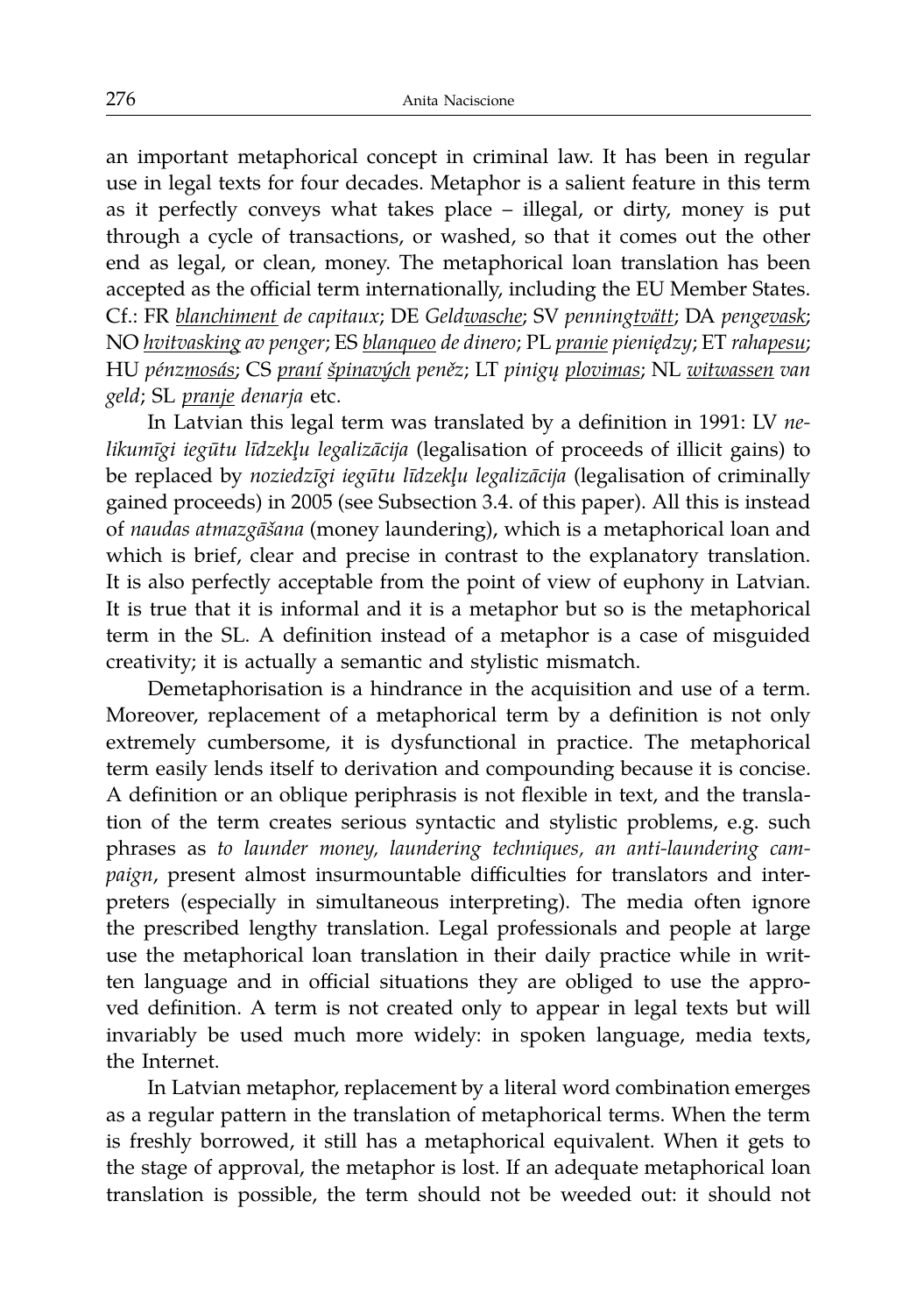an important metaphorical concept in criminal law. It has been in regular use in legal texts for four decades. Metaphor is a salient feature in this term as it perfectly conveys what takes place – illegal, or dirty, money is put through a cycle of transactions, or washed, so that it comes out the other end as legal, or clean, money. The metaphorical loan translation has been accepted as the official term internationally, including the EU Member States. Cf.: FR *<u>blanchiment</u> de capitaux*; DE *Geld<u>wasche</u>*; SV *penning<u>tvätt</u>*; DA *penge<u>vask</u>*; NO *<u>hvitvasking</u> av penger*; ES *<u>blanqueo</u> de dinero*; PL *<u>pranie</u> pieniędzy*; ET *raha<u>pesu</u>*; HU *pénz<u>mosás</u>*; CS *<u>praní</u> <u>špinavých</u> peněz*; LT *pinigų <u>plovimas</u>*; NL *<u>witwassen</u> van geld*; SL *<u>pranje</u> denarja* etc.

In Latvian this legal term was translated by a definition in 1991: LV *nelikumīgi iegūtu līdzekļu legalizācija* (legalisation of proceeds of illicit gains) to be replaced by *noziedzīgi iegūtu līdzekļu legalizācija* (legalisation of criminally gained proceeds) in 2005 (see Subsection 3.4. of this paper). All this is instead of *naudas atmazgāšana* (money laundering), which is a metaphorical loan and which is brief, clear and precise in contrast to the explanatory translation. It is also perfectly acceptable from the point of view of euphony in Latvian. It is true that it is informal and it is a metaphor but so is the metaphorical term in the SL. A definition instead of a metaphor is a case of misguided creativity; it is actually a semantic and stylistic mismatch.

Demetaphorisation is a hindrance in the acquisition and use of a term. Moreover, replacement of a metaphorical term by a definition is not only extremely cumbersome, it is dysfunctional in practice. The metaphorical term easily lends itself to derivation and compounding because it is concise. A definition or an oblique periphrasis is not flexible in text, and the translation of the term creates serious syntactic and stylistic problems, e.g. such phrases as *to launder money, laundering techniques, an anti-laundering campaign*, present almost insurmountable difficulties for translators and interpreters (especially in simultaneous interpreting). The media often ignore the prescribed lengthy translation. Legal professionals and people at large use the metaphorical loan translation in their daily practice while in written language and in official situations they are obliged to use the approved definition. A term is not created only to appear in legal texts but will invariably be used much more widely: in spoken language, media texts, the Internet.

In Latvian metaphor, replacement by a literal word combination emerges as a regular pattern in the translation of metaphorical terms. When the term is freshly borrowed, it still has a metaphorical equivalent. When it gets to the stage of approval, the metaphor is lost. If an adequate metaphorical loan translation is possible, the term should not be weeded out: it should not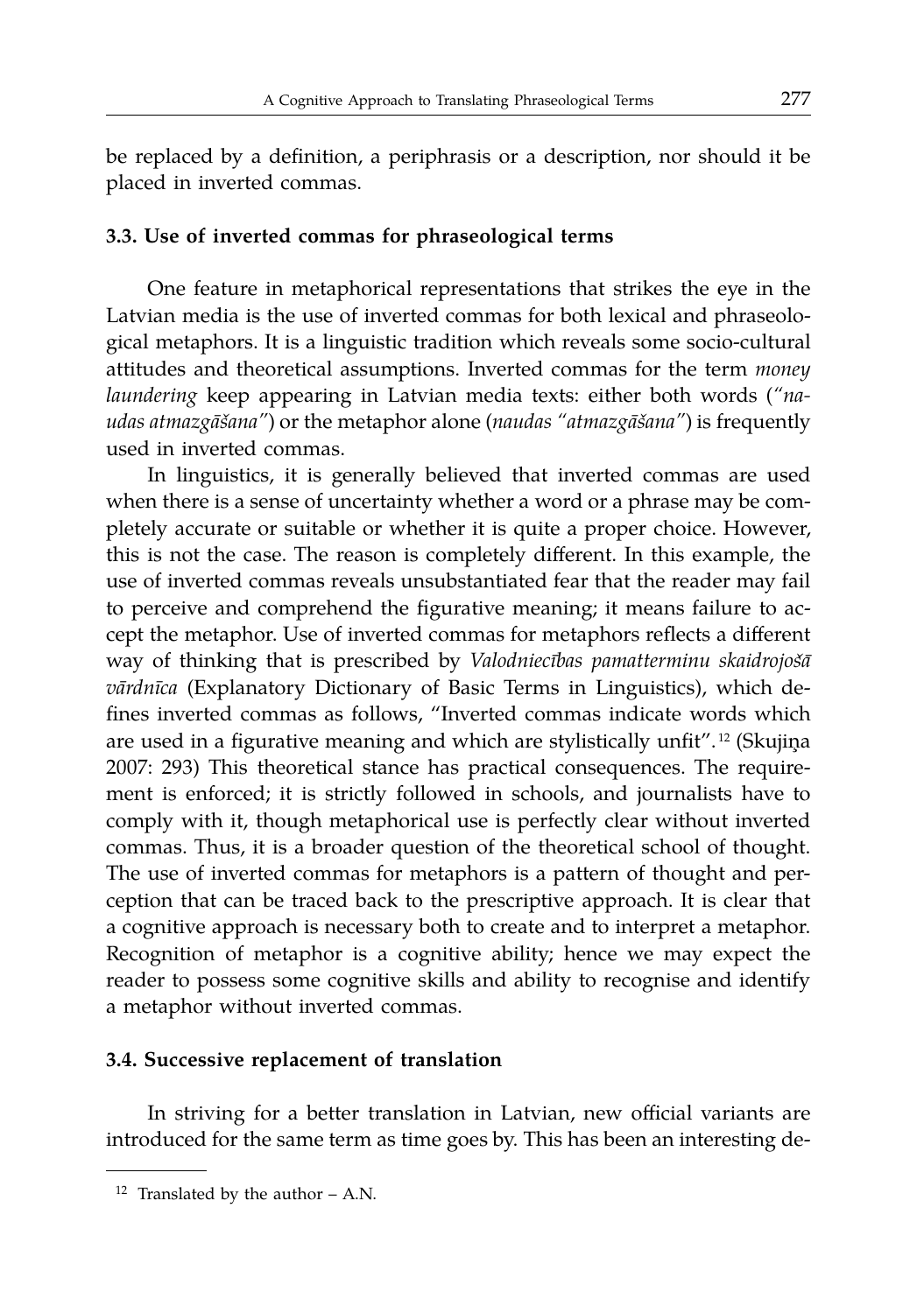be replaced by a definition, a periphrasis or a description, nor should it be placed in inverted commas.

### 3.3. Use of inverted commas for phraseological terms

One feature in metaphorical representations that strikes the eye in the Latvian media is the use of inverted commas for both lexical and phraseological metaphors. It is a linguistic tradition which reveals some socio-cultural attitudes and theoretical assumptions. Inverted commas for the term *money laundering* keep appearing in Latvian media texts: either both words (*"naudas atmazgāšana"*) or the metaphor alone (*naudas "atmazgāšana"*) is frequently used in inverted commas.

In linguistics, it is generally believed that inverted commas are used when there is a sense of uncertainty whether a word or a phrase may be completely accurate or suitable or whether it is quite a proper choice. However, this is not the case. The reason is completely different. In this example, the use of inverted commas reveals unsubstantiated fear that the reader may fail to perceive and comprehend the figurative meaning; it means failure to accept the metaphor. Use of inverted commas for metaphors reflects a different way of thinking that is prescribed by *Valodniecības pamatterminu skaidrojošā vārdnīca* (Explanatory Dictionary of Basic Terms in Linguistics), which defines inverted commas as follows, "Inverted commas indicate words which are used in a figurative meaning and which are stylistically unfit".[12] (Skujiņa 2007: 293) This theoretical stance has practical consequences. The requirement is enforced; it is strictly followed in schools, and journalists have to comply with it, though metaphorical use is perfectly clear without inverted commas. Thus, it is a broader question of the theoretical school of thought. The use of inverted commas for metaphors is a pattern of thought and perception that can be traced back to the prescriptive approach. It is clear that a cognitive approach is necessary both to create and to interpret a metaphor. Recognition of metaphor is a cognitive ability; hence we may expect the reader to possess some cognitive skills and ability to recognise and identify a metaphor without inverted commas.

### 3.4. Successive replacement of translation

In striving for a better translation in Latvian, new official variants are introduced for the same term as time goes by. This has been an interesting de-

[12] Translated by the author – A.N.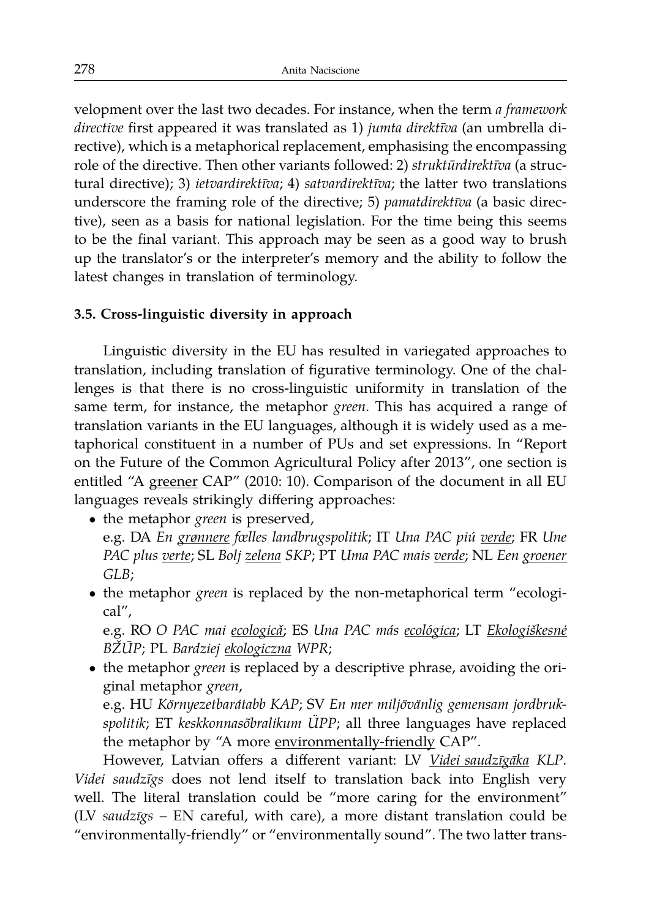velopment over the last two decades. For instance, when the term *a framework directive* first appeared it was translated as 1) *jumta direktīva* (an umbrella directive), which is a metaphorical replacement, emphasising the encompassing role of the directive. Then other variants followed: 2) *struktūrdirektīva* (a structural directive); 3) *ietvardirektīva*; 4) *satvardirektīva*; the latter two translations underscore the framing role of the directive; 5) *pamatdirektīva* (a basic directive), seen as a basis for national legislation. For the time being this seems to be the final variant. This approach may be seen as a good way to brush up the translator's or the interpreter's memory and the ability to follow the latest changes in translation of terminology.

### 3.5. Cross-linguistic diversity in approach

Linguistic diversity in the EU has resulted in variegated approaches to translation, including translation of figurative terminology. One of the challenges is that there is no cross-linguistic uniformity in translation of the same term, for instance, the metaphor *green*. This has acquired a range of translation variants in the EU languages, although it is widely used as a metaphorical constituent in a number of PUs and set expressions. In "Report on the Future of the Common Agricultural Policy after 2013", one section is entitled "A <u>greener</u> CAP" (2010: 10). Comparison of the document in all EU languages reveals strikingly differing approaches:

- the metaphor *green* is preserved,
  e.g. DA *En <u>grønnere</u> fælles landbrugspolitik*; IT *Una PAC piú <u>verde</u>*; FR *Une PAC plus <u>verte</u>*; SL *Bolj <u>zelena</u> SKP*; PT *Uma PAC mais <u>verde</u>*; NL *Een <u>groener</u> GLB*;
- the metaphor *green* is replaced by the non-metaphorical term "ecological",
  e.g. RO *O PAC mai <u>ecologică</u>*; ES *Una PAC más <u>ecológica</u>*; LT *<u>Ekologiškesnė</u> BŽŪP*; PL *Bardziej <u>ekologiczna</u> WPR*;
- the metaphor *green* is replaced by a descriptive phrase, avoiding the original metaphor *green*,
  e.g. HU *Környezetbarátabb KAP*; SV *En mer miljövänlig gemensam jordbrukspolitik*; ET *keskkonnasõbralikum ÜPP*; all three languages have replaced the metaphor by "A more <u>environmentally-friendly</u> CAP".

However, Latvian offers a different variant: LV *<u>Videi saudzīgāka</u> KLP*. *Videi saudzīgs* does not lend itself to translation back into English very well. The literal translation could be "more caring for the environment" (LV *saudzīgs* – EN careful, with care), a more distant translation could be "environmentally-friendly" or "environmentally sound". The two latter trans-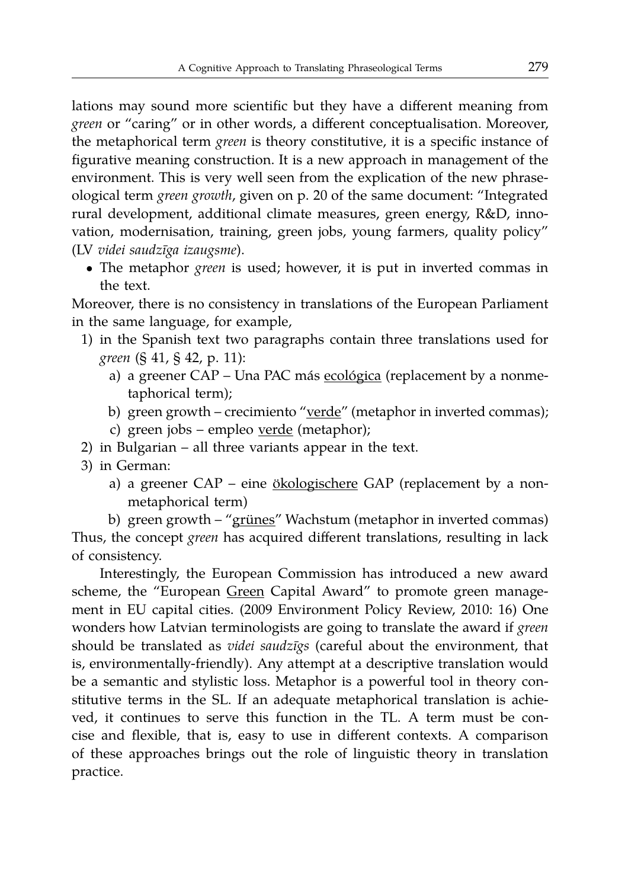lations may sound more scientific but they have a different meaning from *green* or "caring" or in other words, a different conceptualisation. Moreover, the metaphorical term *green* is theory constitutive, it is a specific instance of figurative meaning construction. It is a new approach in management of the environment. This is very well seen from the explication of the new phraseological term *green growth*, given on p. 20 of the same document: "Integrated rural development, additional climate measures, green energy, R&D, innovation, modernisation, training, green jobs, young farmers, quality policy" (LV *videi saudzīga izaugsme*).

- The metaphor *green* is used; however, it is put in inverted commas in the text.

Moreover, there is no consistency in translations of the European Parliament in the same language, for example,

1) in the Spanish text two paragraphs contain three translations used for *green* (§ 41, § 42, p. 11):
   a) a greener CAP – Una PAC más <u>ecológica</u> (replacement by a nonmetaphorical term);
   b) green growth – crecimiento "<u>verde</u>" (metaphor in inverted commas);
   c) green jobs – empleo <u>verde</u> (metaphor);
2) in Bulgarian – all three variants appear in the text.
3) in German:
   a) a greener CAP – eine <u>ökologischere</u> GAP (replacement by a nonmetaphorical term)
   b) green growth – "<u>grünes</u>" Wachstum (metaphor in inverted commas)

Thus, the concept *green* has acquired different translations, resulting in lack of consistency.

Interestingly, the European Commission has introduced a new award scheme, the "European <u>Green</u> Capital Award" to promote green management in EU capital cities. (2009 Environment Policy Review, 2010: 16) One wonders how Latvian terminologists are going to translate the award if *green* should be translated as *videi saudzīgs* (careful about the environment, that is, environmentally-friendly). Any attempt at a descriptive translation would be a semantic and stylistic loss. Metaphor is a powerful tool in theory constitutive terms in the SL. If an adequate metaphorical translation is achieved, it continues to serve this function in the TL. A term must be concise and flexible, that is, easy to use in different contexts. A comparison of these approaches brings out the role of linguistic theory in translation practice.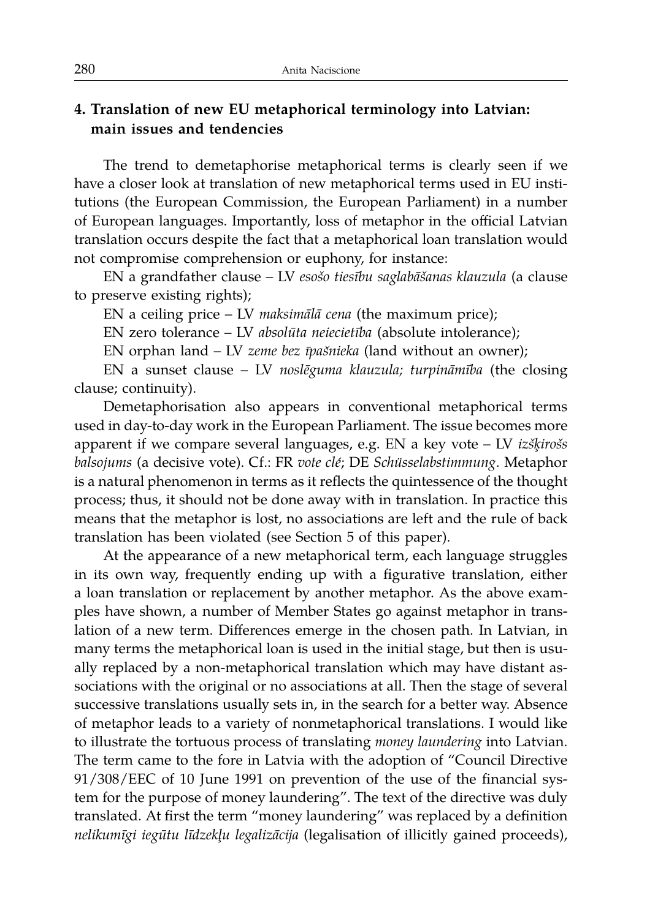## 4. Translation of new EU metaphorical terminology into Latvian: main issues and tendencies

The trend to demetaphorise metaphorical terms is clearly seen if we have a closer look at translation of new metaphorical terms used in EU institutions (the European Commission, the European Parliament) in a number of European languages. Importantly, loss of metaphor in the official Latvian translation occurs despite the fact that a metaphorical loan translation would not compromise comprehension or euphony, for instance:

EN a grandfather clause – LV *esošo tiesību saglabāšanas klauzula* (a clause to preserve existing rights);

EN a ceiling price – LV *maksimālā cena* (the maximum price);

EN zero tolerance – LV *absolūta neiecietība* (absolute intolerance);

EN orphan land – LV *zeme bez īpašnieka* (land without an owner);

EN a sunset clause – LV *noslēguma klauzula; turpināmība* (the closing clause; continuity).

Demetaphorisation also appears in conventional metaphorical terms used in day-to-day work in the European Parliament. The issue becomes more apparent if we compare several languages, e.g. EN a key vote – LV *izšķirošs balsojums* (a decisive vote). Cf.: FR *vote clé*; DE *Schüsselabstimmung*. Metaphor is a natural phenomenon in terms as it reflects the quintessence of the thought process; thus, it should not be done away with in translation. In practice this means that the metaphor is lost, no associations are left and the rule of back translation has been violated (see Section 5 of this paper).

At the appearance of a new metaphorical term, each language struggles in its own way, frequently ending up with a figurative translation, either a loan translation or replacement by another metaphor. As the above examples have shown, a number of Member States go against metaphor in translation of a new term. Differences emerge in the chosen path. In Latvian, in many terms the metaphorical loan is used in the initial stage, but then is usually replaced by a non-metaphorical translation which may have distant associations with the original or no associations at all. Then the stage of several successive translations usually sets in, in the search for a better way. Absence of metaphor leads to a variety of nonmetaphorical translations. I would like to illustrate the tortuous process of translating *money laundering* into Latvian. The term came to the fore in Latvia with the adoption of "Council Directive 91/308/EEC of 10 June 1991 on prevention of the use of the financial system for the purpose of money laundering". The text of the directive was duly translated. At first the term "money laundering" was replaced by a definition *nelikumīgi iegūtu līdzekļu legalizācija* (legalisation of illicitly gained proceeds),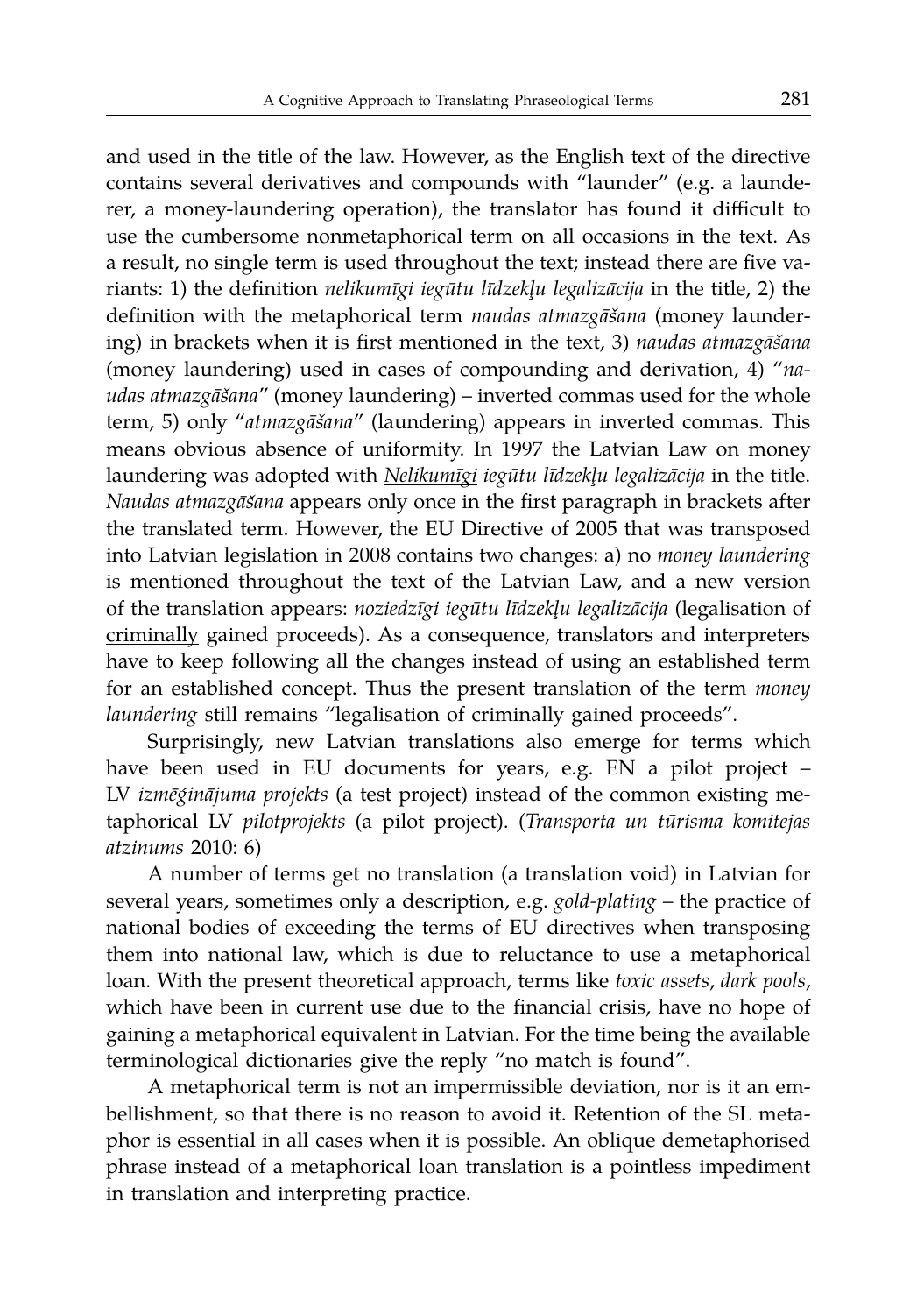and used in the title of the law. However, as the English text of the directive contains several derivatives and compounds with "launder" (e.g. a launderer, a money-laundering operation), the translator has found it difficult to use the cumbersome nonmetaphorical term on all occasions in the text. As a result, no single term is used throughout the text; instead there are five variants: 1) the definition *nelikumīgi iegūtu līdzekļu legalizācija* in the title, 2) the definition with the metaphorical term *naudas atmazgāšana* (money laundering) in brackets when it is first mentioned in the text, 3) *naudas atmazgāšana* (money laundering) used in cases of compounding and derivation, 4) "*naudas atmazgāšana*" (money laundering) – inverted commas used for the whole term, 5) only "*atmazgāšana*" (laundering) appears in inverted commas. This means obvious absence of uniformity. In 1997 the Latvian Law on money laundering was adopted with *<u>Nelikumīgi</u> iegūtu līdzekļu legalizācija* in the title. *Naudas atmazgāšana* appears only once in the first paragraph in brackets after the translated term. However, the EU Directive of 2005 that was transposed into Latvian legislation in 2008 contains two changes: a) no *money laundering* is mentioned throughout the text of the Latvian Law, and a new version of the translation appears: *<u>noziedzīgi</u> iegūtu līdzekļu legalizācija* (legalisation of <u>criminally</u> gained proceeds). As a consequence, translators and interpreters have to keep following all the changes instead of using an established term for an established concept. Thus the present translation of the term *money laundering* still remains "legalisation of criminally gained proceeds".

Surprisingly, new Latvian translations also emerge for terms which have been used in EU documents for years, e.g. EN a pilot project – LV *izmēģinājuma projekts* (a test project) instead of the common existing metaphorical LV *pilotprojekts* (a pilot project). (*Transporta un tūrisma komitejas atzinums* 2010: 6)

A number of terms get no translation (a translation void) in Latvian for several years, sometimes only a description, e.g. *gold-plating* – the practice of national bodies of exceeding the terms of EU directives when transposing them into national law, which is due to reluctance to use a metaphorical loan. With the present theoretical approach, terms like *toxic assets*, *dark pools*, which have been in current use due to the financial crisis, have no hope of gaining a metaphorical equivalent in Latvian. For the time being the available terminological dictionaries give the reply "no match is found".

A metaphorical term is not an impermissible deviation, nor is it an embellishment, so that there is no reason to avoid it. Retention of the SL metaphor is essential in all cases when it is possible. An oblique demetaphorised phrase instead of a metaphorical loan translation is a pointless impediment in translation and interpreting practice.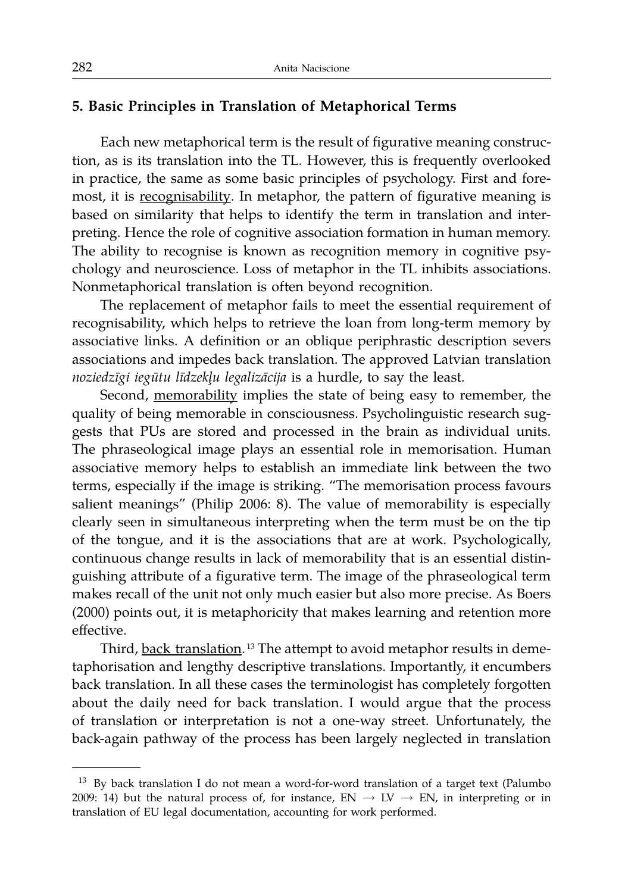## 5. Basic Principles in Translation of Metaphorical Terms

Each new metaphorical term is the result of figurative meaning construction, as is its translation into the TL. However, this is frequently overlooked in practice, the same as some basic principles of psychology. First and foremost, it is recognisability. In metaphor, the pattern of figurative meaning is based on similarity that helps to identify the term in translation and interpreting. Hence the role of cognitive association formation in human memory. The ability to recognise is known as recognition memory in cognitive psychology and neuroscience. Loss of metaphor in the TL inhibits associations. Nonmetaphorical translation is often beyond recognition.

The replacement of metaphor fails to meet the essential requirement of recognisability, which helps to retrieve the loan from long-term memory by associative links. A definition or an oblique periphrastic description severs associations and impedes back translation. The approved Latvian translation *noziedzīgi iegūtu līdzekļu legalizācija* is a hurdle, to say the least.

Second, memorability implies the state of being easy to remember, the quality of being memorable in consciousness. Psycholinguistic research suggests that PUs are stored and processed in the brain as individual units. The phraseological image plays an essential role in memorisation. Human associative memory helps to establish an immediate link between the two terms, especially if the image is striking. "The memorisation process favours salient meanings" (Philip 2006: 8). The value of memorability is especially clearly seen in simultaneous interpreting when the term must be on the tip of the tongue, and it is the associations that are at work. Psychologically, continuous change results in lack of memorability that is an essential distinguishing attribute of a figurative term. The image of the phraseological term makes recall of the unit not only much easier but also more precise. As Boers (2000) points out, it is metaphoricity that makes learning and retention more effective.

Third, back translation.[13] The attempt to avoid metaphor results in demetaphorisation and lengthy descriptive translations. Importantly, it encumbers back translation. In all these cases the terminologist has completely forgotten about the daily need for back translation. I would argue that the process of translation or interpretation is not a one-way street. Unfortunately, the back-again pathway of the process has been largely neglected in translation

---

[13] By back translation I do not mean a word-for-word translation of a target text (Palumbo 2009: 14) but the natural process of, for instance, EN → LV → EN, in interpreting or in translation of EU legal documentation, accounting for work performed.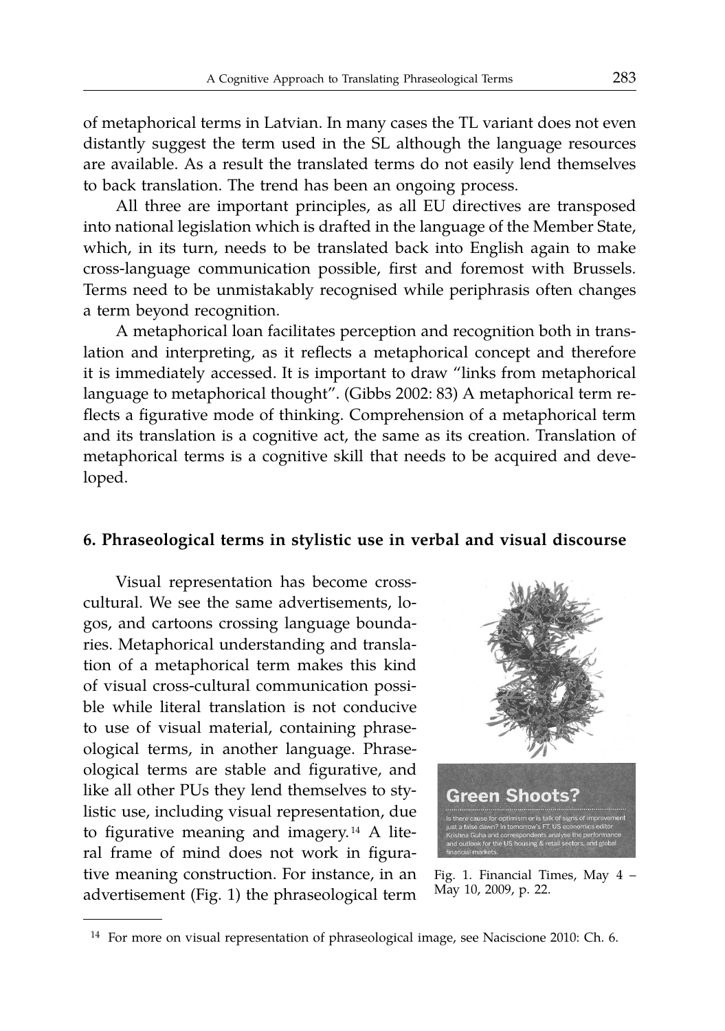of metaphorical terms in Latvian. In many cases the TL variant does not even distantly suggest the term used in the SL although the language resources are available. As a result the translated terms do not easily lend themselves to back translation. The trend has been an ongoing process.

All three are important principles, as all EU directives are transposed into national legislation which is drafted in the language of the Member State, which, in its turn, needs to be translated back into English again to make cross-language communication possible, first and foremost with Brussels. Terms need to be unmistakably recognised while periphrasis often changes a term beyond recognition.

A metaphorical loan facilitates perception and recognition both in translation and interpreting, as it reflects a metaphorical concept and therefore it is immediately accessed. It is important to draw "links from metaphorical language to metaphorical thought". (Gibbs 2002: 83) A metaphorical term reflects a figurative mode of thinking. Comprehension of a metaphorical term and its translation is a cognitive act, the same as its creation. Translation of metaphorical terms is a cognitive skill that needs to be acquired and developed.

## 6. Phraseological terms in stylistic use in verbal and visual discourse

Visual representation has become cross-cultural. We see the same advertisements, logos, and cartoons crossing language boundaries. Metaphorical understanding and translation of a metaphorical term makes this kind of visual cross-cultural communication possible while literal translation is not conducive to use of visual material, containing phraseological terms, in another language. Phraseological terms are stable and figurative, and like all other PUs they lend themselves to stylistic use, including visual representation, due to figurative meaning and imagery.[14] A literal frame of mind does not work in figurative meaning construction. For instance, in an advertisement (Fig. 1) the phraseological term

Green Shoots?

Is there cause for optimism or is talk of signs of improvement just a false dawn? In tomorrow's FT, US economics editor Krishna Guha and correspondents analyse the performance and outlook for the US housing & retail sectors, and global financial markets.

Fig. 1. Financial Times, May 4 – May 10, 2009, p. 22.

[14] For more on visual representation of phraseological image, see Naciscione 2010: Ch. 6.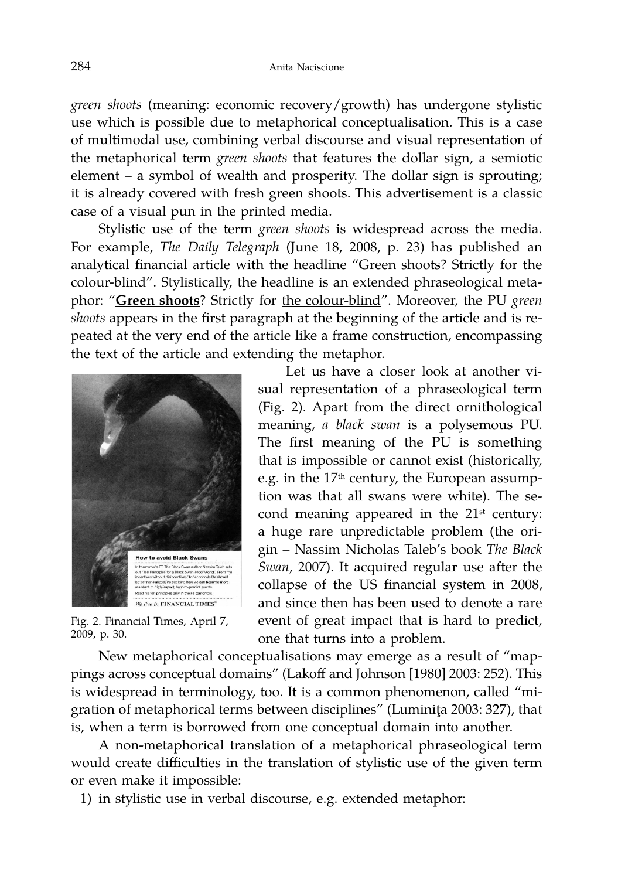*green shoots* (meaning: economic recovery/growth) has undergone stylistic use which is possible due to metaphorical conceptualisation. This is a case of multimodal use, combining verbal discourse and visual representation of the metaphorical term *green shoots* that features the dollar sign, a semiotic element – a symbol of wealth and prosperity. The dollar sign is sprouting; it is already covered with fresh green shoots. This advertisement is a classic case of a visual pun in the printed media.

Stylistic use of the term *green shoots* is widespread across the media. For example, *The Daily Telegraph* (June 18, 2008, p. 23) has published an analytical financial article with the headline "Green shoots? Strictly for the colour-blind". Stylistically, the headline is an extended phraseological metaphor: "**<u>Green shoots</u>**? Strictly for <u>the colour-blind</u>". Moreover, the PU *green shoots* appears in the first paragraph at the beginning of the article and is repeated at the very end of the article like a frame construction, encompassing the text of the article and extending the metaphor.

Fig. 2. Financial Times, April 7, 2009, p. 30.

Let us have a closer look at another visual representation of a phraseological term (Fig. 2). Apart from the direct ornithological meaning, *a black swan* is a polysemous PU. The first meaning of the PU is something that is impossible or cannot exist (historically, e.g. in the 17th century, the European assumption was that all swans were white). The second meaning appeared in the 21st century: a huge rare unpredictable problem (the origin – Nassim Nicholas Taleb's book *The Black Swan*, 2007). It acquired regular use after the collapse of the US financial system in 2008, and since then has been used to denote a rare event of great impact that is hard to predict, one that turns into a problem.

New metaphorical conceptualisations may emerge as a result of "mappings across conceptual domains" (Lakoff and Johnson [1980] 2003: 252). This is widespread in terminology, too. It is a common phenomenon, called "migration of metaphorical terms between disciplines" (Luminiţa 2003: 327), that is, when a term is borrowed from one conceptual domain into another.

A non-metaphorical translation of a metaphorical phraseological term would create difficulties in the translation of stylistic use of the given term or even make it impossible:

1) in stylistic use in verbal discourse, e.g. extended metaphor: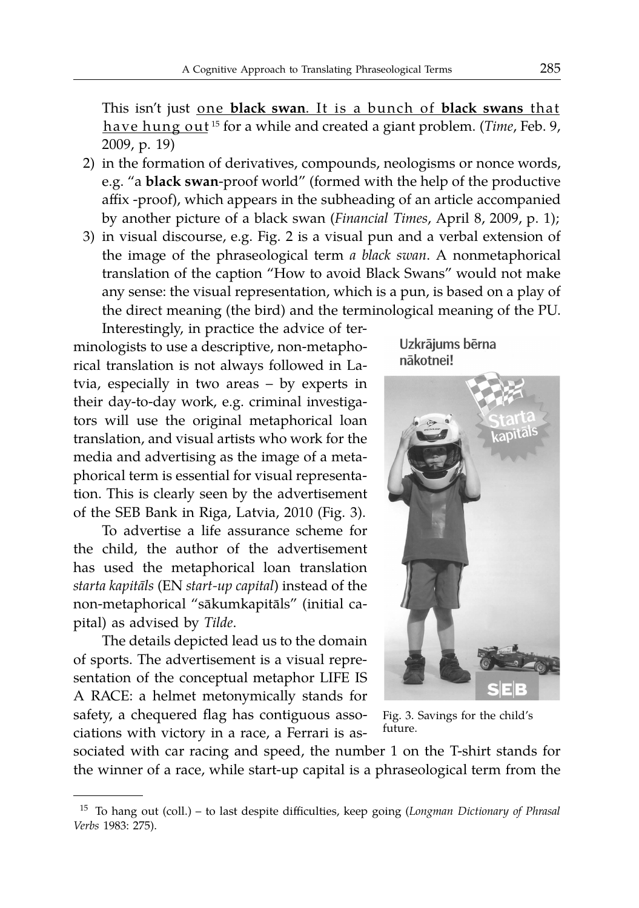This isn't just <u>one **black swan**. It is a bunch of **black swans** that have hung out</u>[15] for a while and created a giant problem. (*Time*, Feb. 9, 2009, p. 19)

2) in the formation of derivatives, compounds, neologisms or nonce words, e.g. "a **black swan**-proof world" (formed with the help of the productive affix -proof), which appears in the subheading of an article accompanied by another picture of a black swan (*Financial Times*, April 8, 2009, p. 1);
3) in visual discourse, e.g. Fig. 2 is a visual pun and a verbal extension of the image of the phraseological term *a black swan*. A nonmetaphorical translation of the caption "How to avoid Black Swans" would not make any sense: the visual representation, which is a pun, is based on a play of the direct meaning (the bird) and the terminological meaning of the PU.

Interestingly, in practice the advice of terminologists to use a descriptive, non-metaphorical translation is not always followed in Latvia, especially in two areas – by experts in their day-to-day work, e.g. criminal investigators will use the original metaphorical loan translation, and visual artists who work for the media and advertising as the image of a metaphorical term is essential for visual representation. This is clearly seen by the advertisement of the SEB Bank in Riga, Latvia, 2010 (Fig. 3).

To advertise a life assurance scheme for the child, the author of the advertisement has used the metaphorical loan translation *starta kapitāls* (EN *start-up capital*) instead of the non-metaphorical "sākumkapitāls" (initial capital) as advised by *Tilde*.

The details depicted lead us to the domain of sports. The advertisement is a visual representation of the conceptual metaphor LIFE IS A RACE: a helmet metonymically stands for safety, a chequered flag has contiguous associations with victory in a race, a Ferrari is associated with car racing and speed, the number 1 on the T-shirt stands for the winner of a race, while start-up capital is a phraseological term from the

Uzkrājums bērna nākotnei!

Starta kapitāls

SEB

Fig. 3. Savings for the child's future.

[15] To hang out (coll.) – to last despite difficulties, keep going (*Longman Dictionary of Phrasal Verbs* 1983: 275).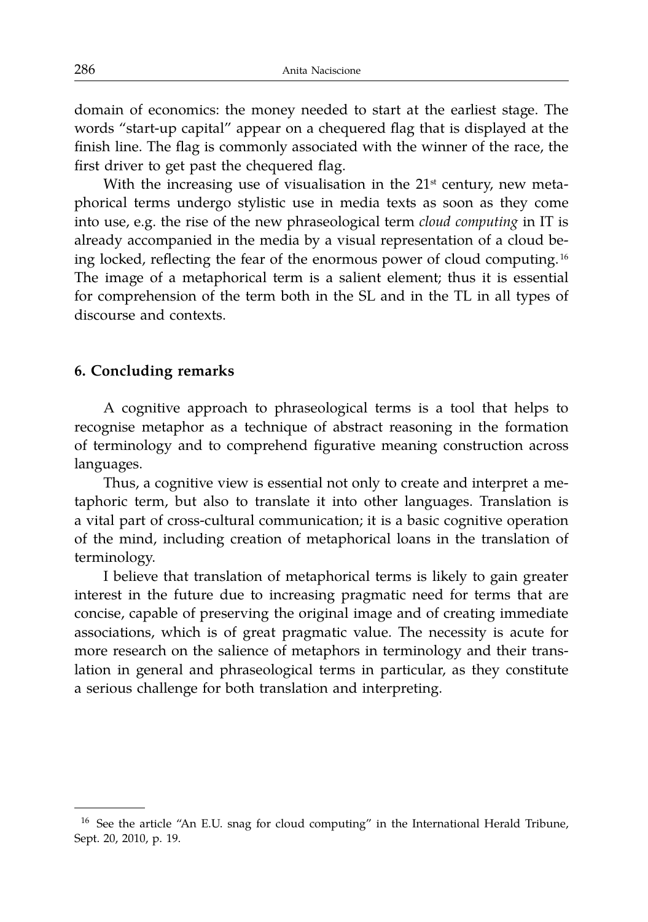domain of economics: the money needed to start at the earliest stage. The words "start-up capital" appear on a chequered flag that is displayed at the finish line. The flag is commonly associated with the winner of the race, the first driver to get past the chequered flag.

With the increasing use of visualisation in the 21st century, new metaphorical terms undergo stylistic use in media texts as soon as they come into use, e.g. the rise of the new phraseological term *cloud computing* in IT is already accompanied in the media by a visual representation of a cloud being locked, reflecting the fear of the enormous power of cloud computing.[16] The image of a metaphorical term is a salient element; thus it is essential for comprehension of the term both in the SL and in the TL in all types of discourse and contexts.

## 6. Concluding remarks

A cognitive approach to phraseological terms is a tool that helps to recognise metaphor as a technique of abstract reasoning in the formation of terminology and to comprehend figurative meaning construction across languages.

Thus, a cognitive view is essential not only to create and interpret a metaphoric term, but also to translate it into other languages. Translation is a vital part of cross-cultural communication; it is a basic cognitive operation of the mind, including creation of metaphorical loans in the translation of terminology.

I believe that translation of metaphorical terms is likely to gain greater interest in the future due to increasing pragmatic need for terms that are concise, capable of preserving the original image and of creating immediate associations, which is of great pragmatic value. The necessity is acute for more research on the salience of metaphors in terminology and their translation in general and phraseological terms in particular, as they constitute a serious challenge for both translation and interpreting.

[16] See the article "An E.U. snag for cloud computing" in the International Herald Tribune, Sept. 20, 2010, p. 19.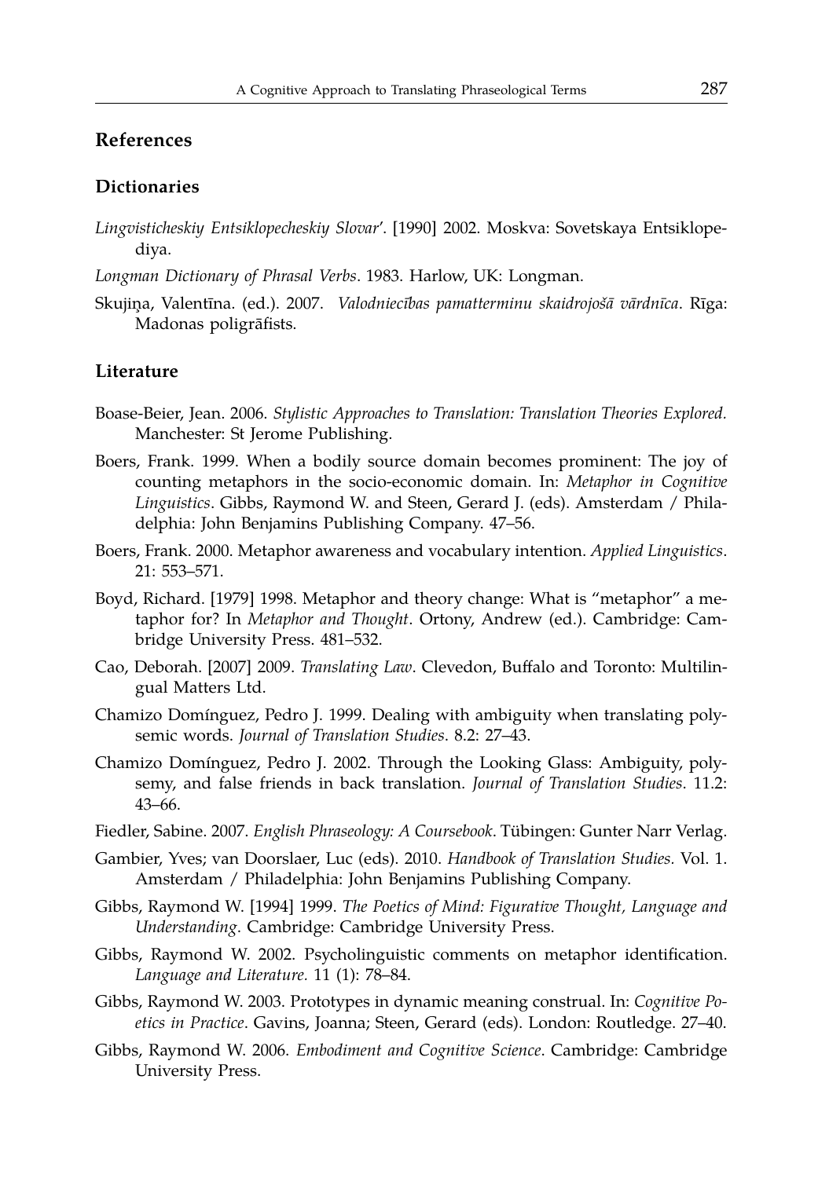## References

### Dictionaries

*Lingvisticheskiy Entsiklopecheskiy Slovar'*. [1990] 2002. Moskva: Sovetskaya Entsiklopediya.

*Longman Dictionary of Phrasal Verbs*. 1983. Harlow, UK: Longman.

Skujiņa, Valentīna. (ed.). 2007. *Valodniecības pamatterminu skaidrojošā vārdnīca*. Rīga: Madonas poligrāfists.

### Literature

Boase-Beier, Jean. 2006. *Stylistic Approaches to Translation: Translation Theories Explored.* Manchester: St Jerome Publishing.

Boers, Frank. 1999. When a bodily source domain becomes prominent: The joy of counting metaphors in the socio-economic domain. In: *Metaphor in Cognitive Linguistics*. Gibbs, Raymond W. and Steen, Gerard J. (eds). Amsterdam / Philadelphia: John Benjamins Publishing Company. 47–56.

Boers, Frank. 2000. Metaphor awareness and vocabulary intention. *Applied Linguistics*. 21: 553–571.

Boyd, Richard. [1979] 1998. Metaphor and theory change: What is "metaphor" a metaphor for? In *Metaphor and Thought*. Ortony, Andrew (ed.). Cambridge: Cambridge University Press. 481–532.

Cao, Deborah. [2007] 2009. *Translating Law*. Clevedon, Buffalo and Toronto: Multilingual Matters Ltd.

Chamizo Domínguez, Pedro J. 1999. Dealing with ambiguity when translating polysemic words. *Journal of Translation Studies*. 8.2: 27–43.

Chamizo Domínguez, Pedro J. 2002. Through the Looking Glass: Ambiguity, polysemy, and false friends in back translation. *Journal of Translation Studies*. 11.2: 43–66.

Fiedler, Sabine. 2007. *English Phraseology: A Coursebook*. Tübingen: Gunter Narr Verlag.

Gambier, Yves; van Doorslaer, Luc (eds). 2010. *Handbook of Translation Studies.* Vol. 1. Amsterdam / Philadelphia: John Benjamins Publishing Company.

Gibbs, Raymond W. [1994] 1999. *The Poetics of Mind: Figurative Thought, Language and Understanding*. Cambridge: Cambridge University Press.

Gibbs, Raymond W. 2002. Psycholinguistic comments on metaphor identification. *Language and Literature.* 11 (1): 78–84.

Gibbs, Raymond W. 2003. Prototypes in dynamic meaning construal. In: *Cognitive Poetics in Practice*. Gavins, Joanna; Steen, Gerard (eds). London: Routledge. 27–40.

Gibbs, Raymond W. 2006. *Embodiment and Cognitive Science*. Cambridge: Cambridge University Press.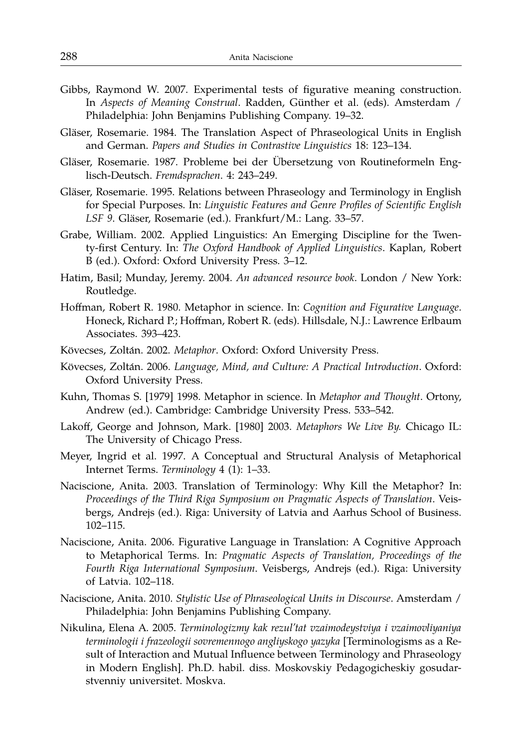Gibbs, Raymond W. 2007. Experimental tests of figurative meaning construction. In *Aspects of Meaning Construal*. Radden, Günther et al. (eds). Amsterdam / Philadelphia: John Benjamins Publishing Company. 19–32.

Gläser, Rosemarie. 1984. The Translation Aspect of Phraseological Units in English and German. *Papers and Studies in Contrastive Linguistics* 18: 123–134.

Gläser, Rosemarie. 1987. Probleme bei der Übersetzung von Routineformeln Englisch-Deutsch. *Fremdsprachen*. 4: 243–249.

Gläser, Rosemarie. 1995. Relations between Phraseology and Terminology in English for Special Purposes. In: *Linguistic Features and Genre Profiles of Scientific English LSF 9*. Gläser, Rosemarie (ed.). Frankfurt/M.: Lang. 33–57.

Grabe, William. 2002. Applied Linguistics: An Emerging Discipline for the Twenty-first Century. In: *The Oxford Handbook of Applied Linguistics*. Kaplan, Robert B (ed.). Oxford: Oxford University Press. 3–12.

Hatim, Basil; Munday, Jeremy. 2004. *An advanced resource book*. London / New York: Routledge.

Hoffman, Robert R. 1980. Metaphor in science. In: *Cognition and Figurative Language*. Honeck, Richard P.; Hoffman, Robert R. (eds). Hillsdale, N.J.: Lawrence Erlbaum Associates. 393–423.

Kövecses, Zoltán. 2002. *Metaphor*. Oxford: Oxford University Press.

Kövecses, Zoltán. 2006. *Language, Mind, and Culture: A Practical Introduction*. Oxford: Oxford University Press.

Kuhn, Thomas S. [1979] 1998. Metaphor in science. In *Metaphor and Thought*. Ortony, Andrew (ed.). Cambridge: Cambridge University Press. 533–542.

Lakoff, George and Johnson, Mark. [1980] 2003. *Metaphors We Live By.* Chicago IL: The University of Chicago Press.

Meyer, Ingrid et al. 1997. A Conceptual and Structural Analysis of Metaphorical Internet Terms. *Terminology* 4 (1): 1–33.

Naciscione, Anita. 2003. Translation of Terminology: Why Kill the Metaphor? In: *Proceedings of the Third Riga Symposium on Pragmatic Aspects of Translation*. Veisbergs, Andrejs (ed.). Riga: University of Latvia and Aarhus School of Business. 102–115.

Naciscione, Anita. 2006. Figurative Language in Translation: A Cognitive Approach to Metaphorical Terms. In: *Pragmatic Aspects of Translation, Proceedings of the Fourth Riga International Symposium*. Veisbergs, Andrejs (ed.). Riga: University of Latvia. 102–118.

Naciscione, Anita. 2010. *Stylistic Use of Phraseological Units in Discourse*. Amsterdam / Philadelphia: John Benjamins Publishing Company.

Nikulina, Elena A. 2005. *Terminologizmy kak rezul'tat vzaimodeystviya i vzaimovliyaniya terminologii i frazeologii sovremennogo angliyskogo yazyka* [Terminologisms as a Result of Interaction and Mutual Influence between Terminology and Phraseology in Modern English]. Ph.D. habil. diss. Moskovskiy Pedagogicheskiy gosudarstvenniy universitet. Moskva.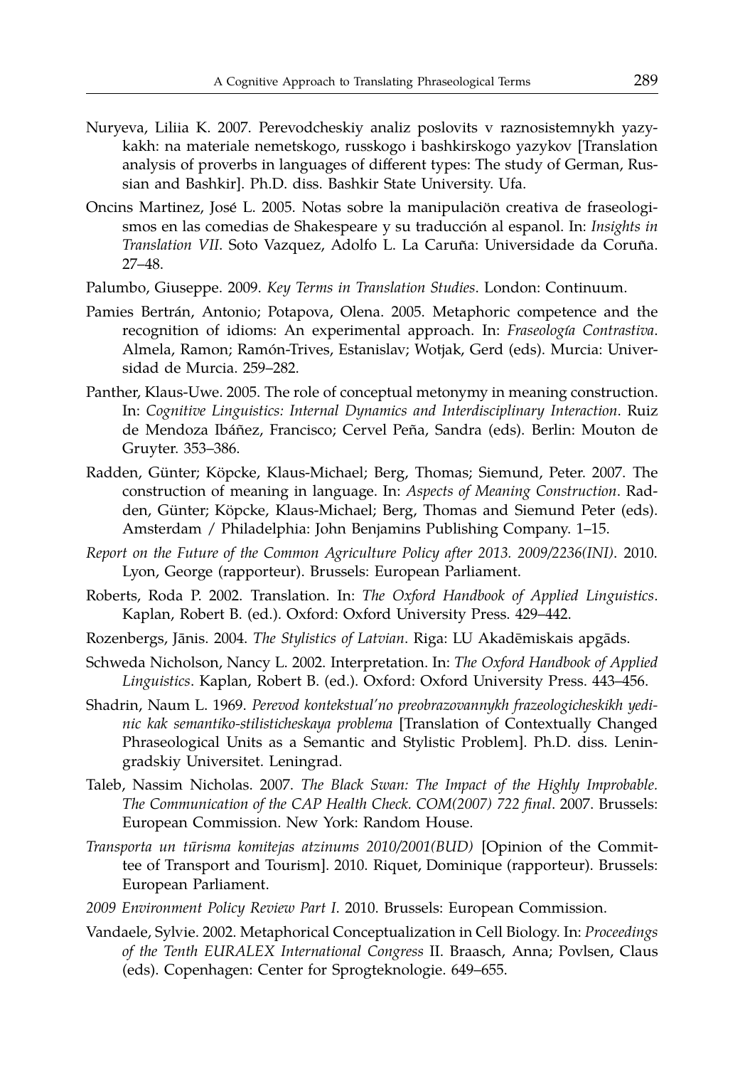Nuryeva, Liliia K. 2007. Perevodcheskiy analiz poslovits v raznosistemnykh yazykakh: na materiale nemetskogo, russkogo i bashkirskogo yazykov [Translation analysis of proverbs in languages of different types: The study of German, Russian and Bashkir]. Ph.D. diss. Bashkir State University. Ufa.

Oncins Martinez, José L. 2005. Notas sobre la manipulaciön creativa de fraseologismos en las comedias de Shakespeare y su traducción al espanol. In: *Insights in Translation VII*. Soto Vazquez, Adolfo L. La Caruña: Universidade da Coruña. 27–48.

Palumbo, Giuseppe. 2009. *Key Terms in Translation Studies*. London: Continuum.

Pamies Bertrán, Antonio; Potapova, Olena. 2005. Metaphoric competence and the recognition of idioms: An experimental approach. In: *Fraseologýa Contrastiva*. Almela, Ramon; Ramón-Trives, Estanislav; Wotjak, Gerd (eds). Murcia: Universidad de Murcia. 259–282.

Panther, Klaus-Uwe. 2005. The role of conceptual metonymy in meaning construction. In: *Cognitive Linguistics: Internal Dynamics and Interdisciplinary Interaction*. Ruiz de Mendoza Ibáñez, Francisco; Cervel Peña, Sandra (eds). Berlin: Mouton de Gruyter. 353–386.

Radden, Günter; Köpcke, Klaus-Michael; Berg, Thomas; Siemund, Peter. 2007. The construction of meaning in language. In: *Aspects of Meaning Construction*. Radden, Günter; Köpcke, Klaus-Michael; Berg, Thomas and Siemund Peter (eds). Amsterdam / Philadelphia: John Benjamins Publishing Company. 1–15.

*Report on the Future of the Common Agriculture Policy after 2013. 2009/2236(INI)*. 2010. Lyon, George (rapporteur). Brussels: European Parliament.

Roberts, Roda P. 2002. Translation. In: *The Oxford Handbook of Applied Linguistics*. Kaplan, Robert B. (ed.). Oxford: Oxford University Press. 429–442.

Rozenbergs, Jānis. 2004. *The Stylistics of Latvian*. Riga: LU Akadēmiskais apgāds.

Schweda Nicholson, Nancy L. 2002. Interpretation. In: *The Oxford Handbook of Applied Linguistics*. Kaplan, Robert B. (ed.). Oxford: Oxford University Press. 443–456.

Shadrin, Naum L. 1969. *Perevod kontekstual'no preobrazovannykh frazeologicheskikh yedinic kak semantiko-stilisticheskaya problema* [Translation of Contextually Changed Phraseological Units as a Semantic and Stylistic Problem]. Ph.D. diss. Leningradskiy Universitet. Leningrad.

Taleb, Nassim Nicholas. 2007. *The Black Swan: The Impact of the Highly Improbable. The Communication of the CAP Health Check. COM(2007) 722 final*. 2007. Brussels: European Commission. New York: Random House.

*Transporta un tūrisma komitejas atzinums 2010/2001(BUD)* [Opinion of the Committee of Transport and Tourism]. 2010. Riquet, Dominique (rapporteur). Brussels: European Parliament.

*2009 Environment Policy Review Part I*. 2010. Brussels: European Commission.

Vandaele, Sylvie. 2002. Metaphorical Conceptualization in Cell Biology. In: *Proceedings of the Tenth EURALEX International Congress* II. Braasch, Anna; Povlsen, Claus (eds). Copenhagen: Center for Sprogteknologie. 649–655.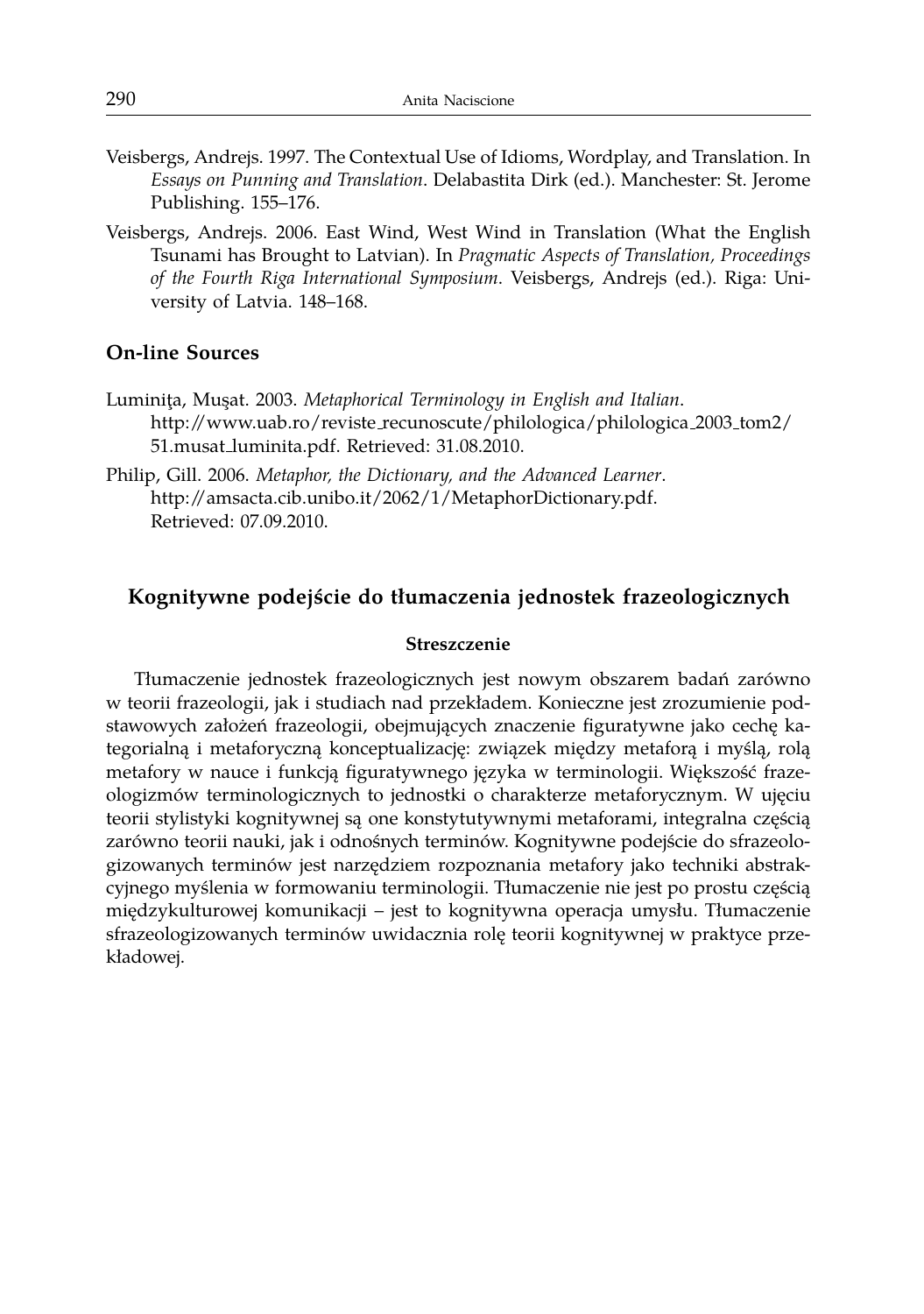Veisbergs, Andrejs. 1997. The Contextual Use of Idioms, Wordplay, and Translation. In *Essays on Punning and Translation*. Delabastita Dirk (ed.). Manchester: St. Jerome Publishing. 155–176.

Veisbergs, Andrejs. 2006. East Wind, West Wind in Translation (What the English Tsunami has Brought to Latvian). In *Pragmatic Aspects of Translation, Proceedings of the Fourth Riga International Symposium*. Veisbergs, Andrejs (ed.). Riga: University of Latvia. 148–168.

### On-line Sources

Luminiţa, Muşat. 2003. *Metaphorical Terminology in English and Italian*. http://www.uab.ro/reviste_recunoscute/philologica/philologica_2003_tom2/51.musat_luminita.pdf. Retrieved: 31.08.2010.

Philip, Gill. 2006. *Metaphor, the Dictionary, and the Advanced Learner*. http://amsacta.cib.unibo.it/2062/1/MetaphorDictionary.pdf. Retrieved: 07.09.2010.

## Kognitywne podejście do tłumaczenia jednostek frazeologicznych

### Streszczenie

Tłumaczenie jednostek frazeologicznych jest nowym obszarem badań zarówno w teorii frazeologii, jak i studiach nad przekładem. Konieczne jest zrozumienie podstawowych założeń frazeologii, obejmujących znaczenie figuratywne jako cechę kategorialną i metaforyczną konceptualizację: związek między metaforą i myślą, rolą metafory w nauce i funkcją figuratywnego języka w terminologii. Większość frazeologizmów terminologicznych to jednostki o charakterze metaforycznym. W ujęciu teorii stylistyki kognitywnej są one konstytutywnymi metaforami, integralna częścią zarówno teorii nauki, jak i odnośnych terminów. Kognitywne podejście do sfrazeologizowanych terminów jest narzędziem rozpoznania metafory jako techniki abstrakcyjnego myślenia w formowaniu terminologii. Tłumaczenie nie jest po prostu częścią międzykulturowej komunikacji – jest to kognitywna operacja umysłu. Tłumaczenie sfrazeologizowanych terminów uwidacznia rolę teorii kognitywnej w praktyce przekładowej.